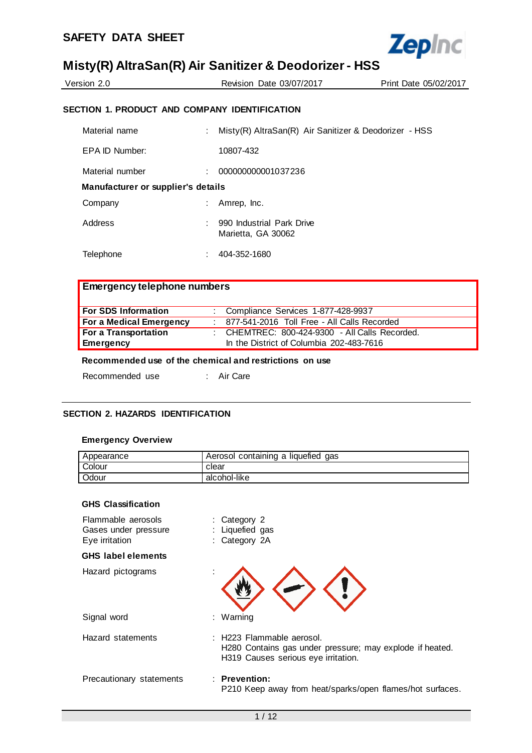# SAFETY DATA SHEET

## Misty(R) AltraSan(R) Air Sanitizer & Deodorizer - HSS

Version 2.0 | Revision Date 03/07/2017 | Print Date 05/02/2017

### SECTION 1. PRODUCT AND COMPANY IDENTIFICATION

Material name : Misty(R) AltraSan(R) Air Sanitizer & Deodorizer - HSS

EPA ID Number: 10807-432

Material number : 000000000001037236

**Manufacturer or supplier's details**

Company : Amrep, Inc.

Address : 990 Industrial Park Drive
Marietta, GA 30062

Telephone : 404-352-1680

| Emergency telephone numbers | |
|---|---|
| **For SDS Information** | : Compliance Services 1-877-428-9937 |
| **For a Medical Emergency** | : 877-541-2016 Toll Free - All Calls Recorded |
| **For a Transportation Emergency** | : CHEMTREC: 800-424-9300 - All Calls Recorded. In the District of Columbia 202-483-7616 |

**Recommended use of the chemical and restrictions on use**

Recommended use : Air Care

### SECTION 2. HAZARDS IDENTIFICATION

**Emergency Overview**

| Appearance | Aerosol containing a liquefied gas |
|---|---|
| Colour | clear |
| Odour | alcohol-like |

**GHS Classification**

Flammable aerosols : Category 2
Gases under pressure : Liquefied gas
Eye irritation : Category 2A

**GHS label elements**

Hazard pictograms :

Signal word : Warning

Hazard statements : H223 Flammable aerosol.
H280 Contains gas under pressure; may explode if heated.
H319 Causes serious eye irritation.

Precautionary statements : **Prevention:**
P210 Keep away from heat/sparks/open flames/hot surfaces.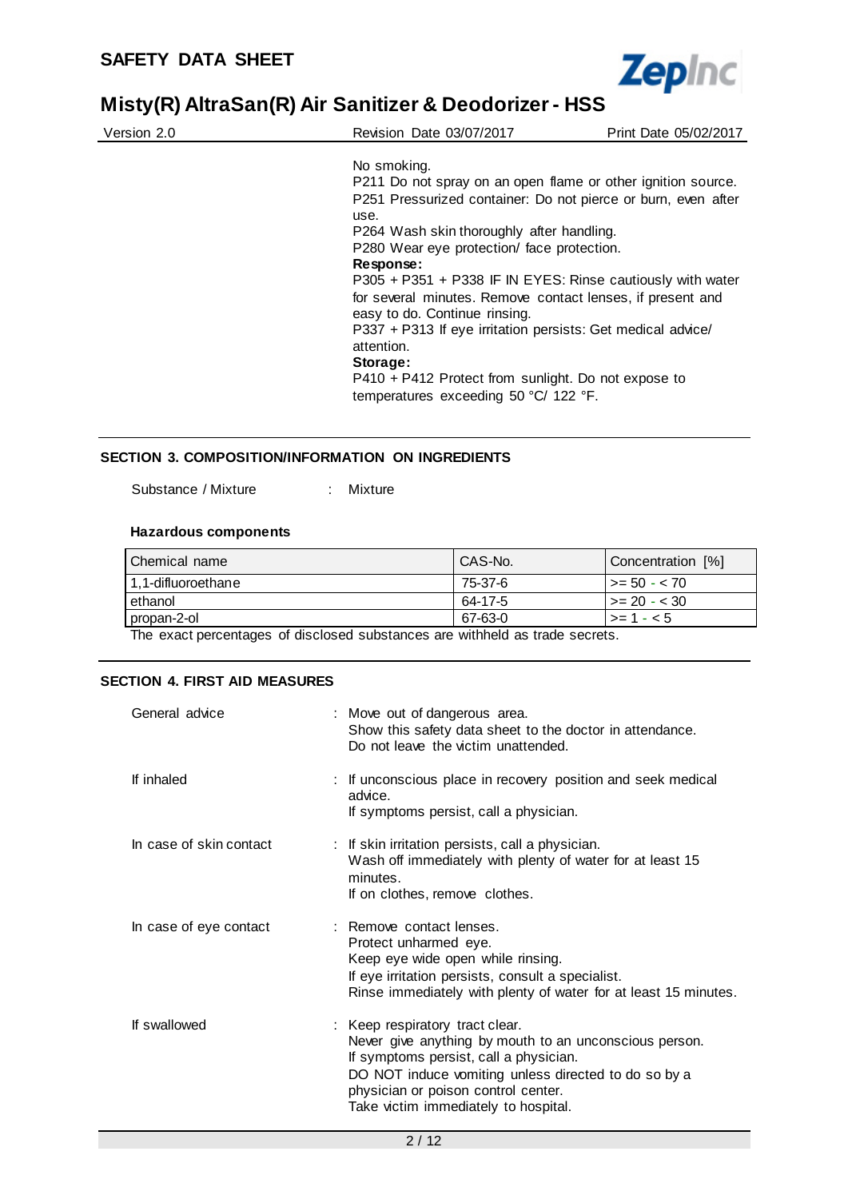No smoking.
P211 Do not spray on an open flame or other ignition source.
P251 Pressurized container: Do not pierce or burn, even after use.
P264 Wash skin thoroughly after handling.
P280 Wear eye protection/ face protection.

**Response:**

P305 + P351 + P338 IF IN EYES: Rinse cautiously with water for several minutes. Remove contact lenses, if present and easy to do. Continue rinsing.
P337 + P313 If eye irritation persists: Get medical advice/ attention.

**Storage:**

P410 + P412 Protect from sunlight. Do not expose to temperatures exceeding 50 °C/ 122 °F.

## SECTION 3. COMPOSITION/INFORMATION ON INGREDIENTS

Substance / Mixture : Mixture

**Hazardous components**

| Chemical name | CAS-No. | Concentration [%] |
|---|---|---|
| 1,1-difluoroethane | 75-37-6 | >= 50 - < 70 |
| ethanol | 64-17-5 | >= 20 - < 30 |
| propan-2-ol | 67-63-0 | >= 1 - < 5 |

The exact percentages of disclosed substances are withheld as trade secrets.

## SECTION 4. FIRST AID MEASURES

General advice : Move out of dangerous area.
Show this safety data sheet to the doctor in attendance.
Do not leave the victim unattended.

If inhaled : If unconscious place in recovery position and seek medical advice.
If symptoms persist, call a physician.

In case of skin contact : If skin irritation persists, call a physician.
Wash off immediately with plenty of water for at least 15 minutes.
If on clothes, remove clothes.

In case of eye contact : Remove contact lenses.
Protect unharmed eye.
Keep eye wide open while rinsing.
If eye irritation persists, consult a specialist.
Rinse immediately with plenty of water for at least 15 minutes.

If swallowed : Keep respiratory tract clear.
Never give anything by mouth to an unconscious person.
If symptoms persist, call a physician.
DO NOT induce vomiting unless directed to do so by a physician or poison control center.
Take victim immediately to hospital.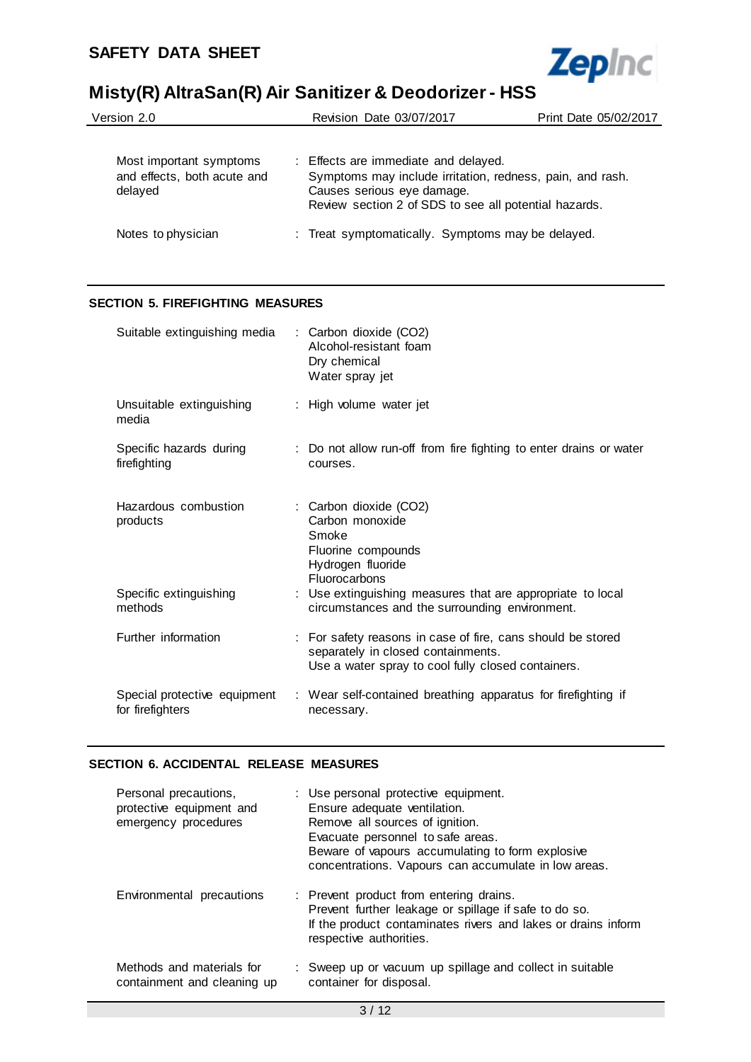| | |
|---|---|
| Most important symptoms and effects, both acute and delayed | : Effects are immediate and delayed.<br>Symptoms may include irritation, redness, pain, and rash.<br>Causes serious eye damage.<br>Review section 2 of SDS to see all potential hazards. |
| Notes to physician | : Treat symptomatically. Symptoms may be delayed. |

## SECTION 5. FIREFIGHTING MEASURES

| | |
|---|---|
| Suitable extinguishing media | : Carbon dioxide ($CO_2$)<br>Alcohol-resistant foam<br>Dry chemical<br>Water spray jet |
| Unsuitable extinguishing media | : High volume water jet |
| Specific hazards during firefighting | : Do not allow run-off from fire fighting to enter drains or water courses. |
| Hazardous combustion products | : Carbon dioxide ($CO_2$)<br>Carbon monoxide<br>Smoke<br>Fluorine compounds<br>Hydrogen fluoride<br>Fluorocarbons |
| Specific extinguishing methods | : Use extinguishing measures that are appropriate to local circumstances and the surrounding environment. |
| Further information | : For safety reasons in case of fire, cans should be stored separately in closed containments.<br>Use a water spray to cool fully closed containers. |
| Special protective equipment for firefighters | : Wear self-contained breathing apparatus for firefighting if necessary. |

## SECTION 6. ACCIDENTAL RELEASE MEASURES

| | |
|---|---|
| Personal precautions, protective equipment and emergency procedures | : Use personal protective equipment.<br>Ensure adequate ventilation.<br>Remove all sources of ignition.<br>Evacuate personnel to safe areas.<br>Beware of vapours accumulating to form explosive concentrations. Vapours can accumulate in low areas. |
| Environmental precautions | : Prevent product from entering drains.<br>Prevent further leakage or spillage if safe to do so.<br>If the product contaminates rivers and lakes or drains inform respective authorities. |
| Methods and materials for containment and cleaning up | : Sweep up or vacuum up spillage and collect in suitable container for disposal. |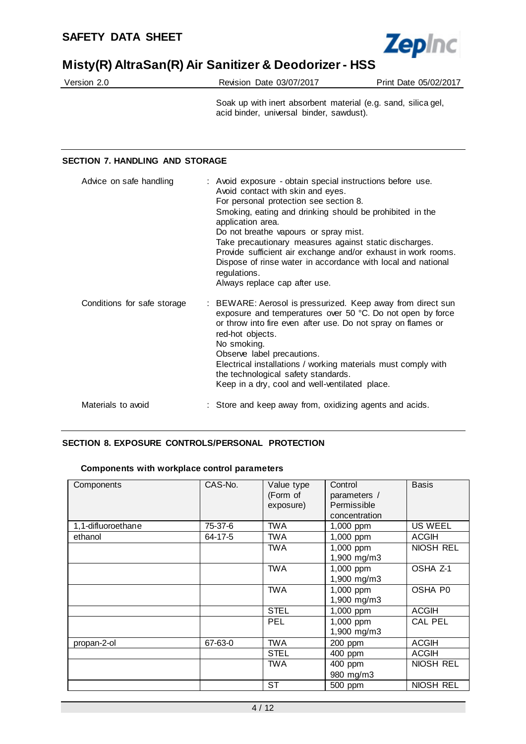Soak up with inert absorbent material (e.g. sand, silica gel, acid binder, universal binder, sawdust).

## SECTION 7. HANDLING AND STORAGE

| | |
|---|---|
| Advice on safe handling | : Avoid exposure - obtain special instructions before use.<br>Avoid contact with skin and eyes.<br>For personal protection see section 8.<br>Smoking, eating and drinking should be prohibited in the application area.<br>Do not breathe vapours or spray mist.<br>Take precautionary measures against static discharges.<br>Provide sufficient air exchange and/or exhaust in work rooms.<br>Dispose of rinse water in accordance with local and national regulations.<br>Always replace cap after use. |
| Conditions for safe storage | : BEWARE: Aerosol is pressurized. Keep away from direct sun exposure and temperatures over 50 °C. Do not open by force or throw into fire even after use. Do not spray on flames or red-hot objects.<br>No smoking.<br>Observe label precautions.<br>Electrical installations / working materials must comply with the technological safety standards.<br>Keep in a dry, cool and well-ventilated place. |
| Materials to avoid | : Store and keep away from, oxidizing agents and acids. |

## SECTION 8. EXPOSURE CONTROLS/PERSONAL PROTECTION

**Components with workplace control parameters**

| Components | CAS-No. | Value type (Form of exposure) | Control parameters / Permissible concentration | Basis |
|---|---|---|---|---|
| 1,1-difluoroethane | 75-37-6 | TWA | 1,000 ppm | US WEEL |
| ethanol | 64-17-5 | TWA | 1,000 ppm | ACGIH |
| | | TWA | 1,000 ppm<br>1,900 mg/m3 | NIOSH REL |
| | | TWA | 1,000 ppm<br>1,900 mg/m3 | OSHA Z-1 |
| | | TWA | 1,000 ppm<br>1,900 mg/m3 | OSHA P0 |
| | | STEL | 1,000 ppm | ACGIH |
| | | PEL | 1,000 ppm<br>1,900 mg/m3 | CAL PEL |
| propan-2-ol | 67-63-0 | TWA | 200 ppm | ACGIH |
| | | STEL | 400 ppm | ACGIH |
| | | TWA | 400 ppm<br>980 mg/m3 | NIOSH REL |
| | | ST | 500 ppm | NIOSH REL |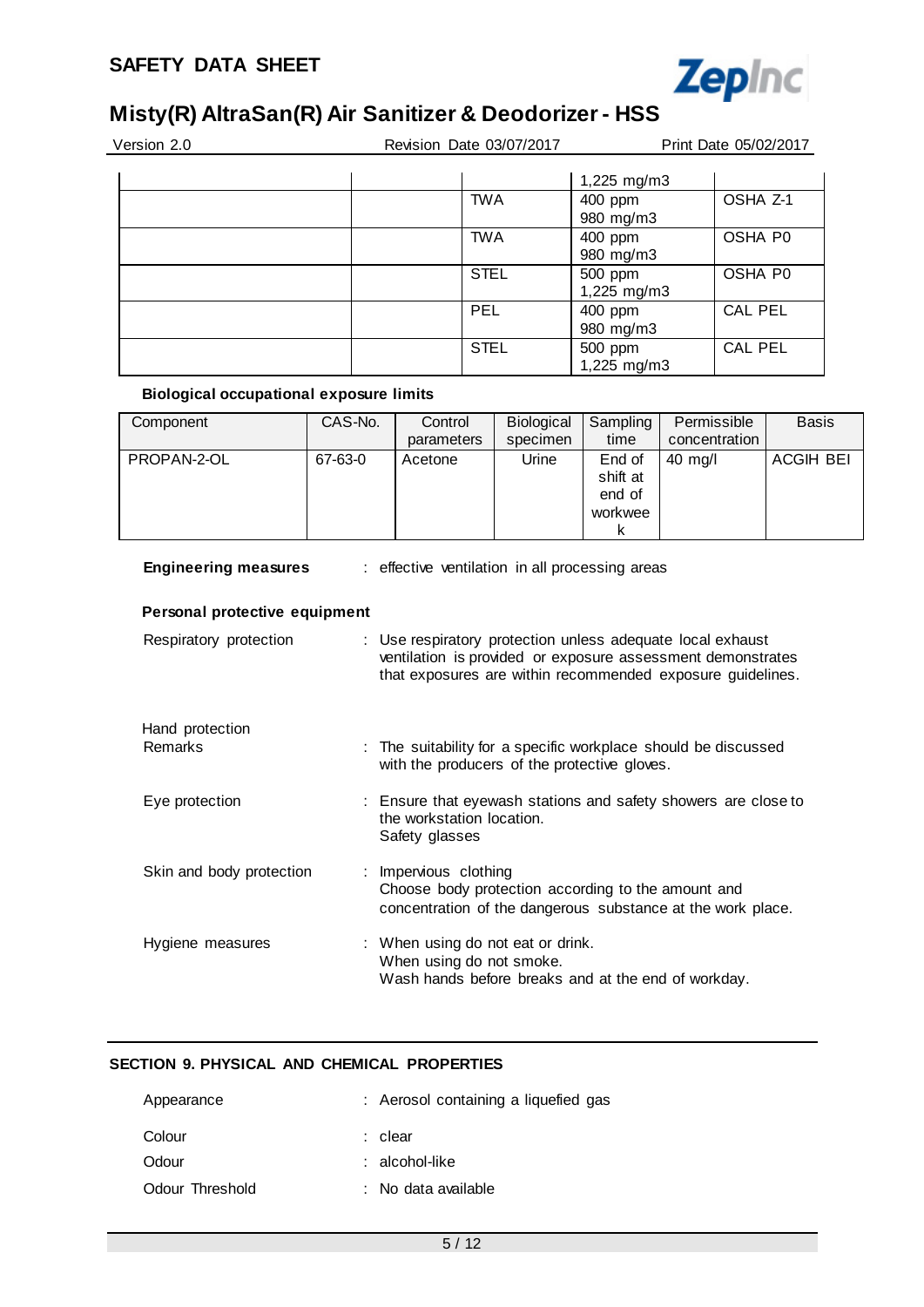| | | | 1,225 mg/m3 | |
|---|---|---|---|---|
| | | TWA | 400 ppm 980 mg/m3 | OSHA Z-1 |
| | | TWA | 400 ppm 980 mg/m3 | OSHA P0 |
| | | STEL | 500 ppm 1,225 mg/m3 | OSHA P0 |
| | | PEL | 400 ppm 980 mg/m3 | CAL PEL |
| | | STEL | 500 ppm 1,225 mg/m3 | CAL PEL |

**Biological occupational exposure limits**

| Component | CAS-No. | Control parameters | Biological specimen | Sampling time | Permissible concentration | Basis |
|---|---|---|---|---|---|---|
| PROPAN-2-OL | 67-63-0 | Acetone | Urine | End of shift at end of workweek | 40 mg/l | ACGIH BEI |

**Engineering measures** : effective ventilation in all processing areas

**Personal protective equipment**

Respiratory protection : Use respiratory protection unless adequate local exhaust ventilation is provided or exposure assessment demonstrates that exposures are within recommended exposure guidelines.

Hand protection
Remarks : The suitability for a specific workplace should be discussed with the producers of the protective gloves.

Eye protection : Ensure that eyewash stations and safety showers are close to the workstation location.
Safety glasses

Skin and body protection : Impervious clothing
Choose body protection according to the amount and concentration of the dangerous substance at the work place.

Hygiene measures : When using do not eat or drink.
When using do not smoke.
Wash hands before breaks and at the end of workday.

## SECTION 9. PHYSICAL AND CHEMICAL PROPERTIES

Appearance : Aerosol containing a liquefied gas

Colour : clear

Odour : alcohol-like

Odour Threshold : No data available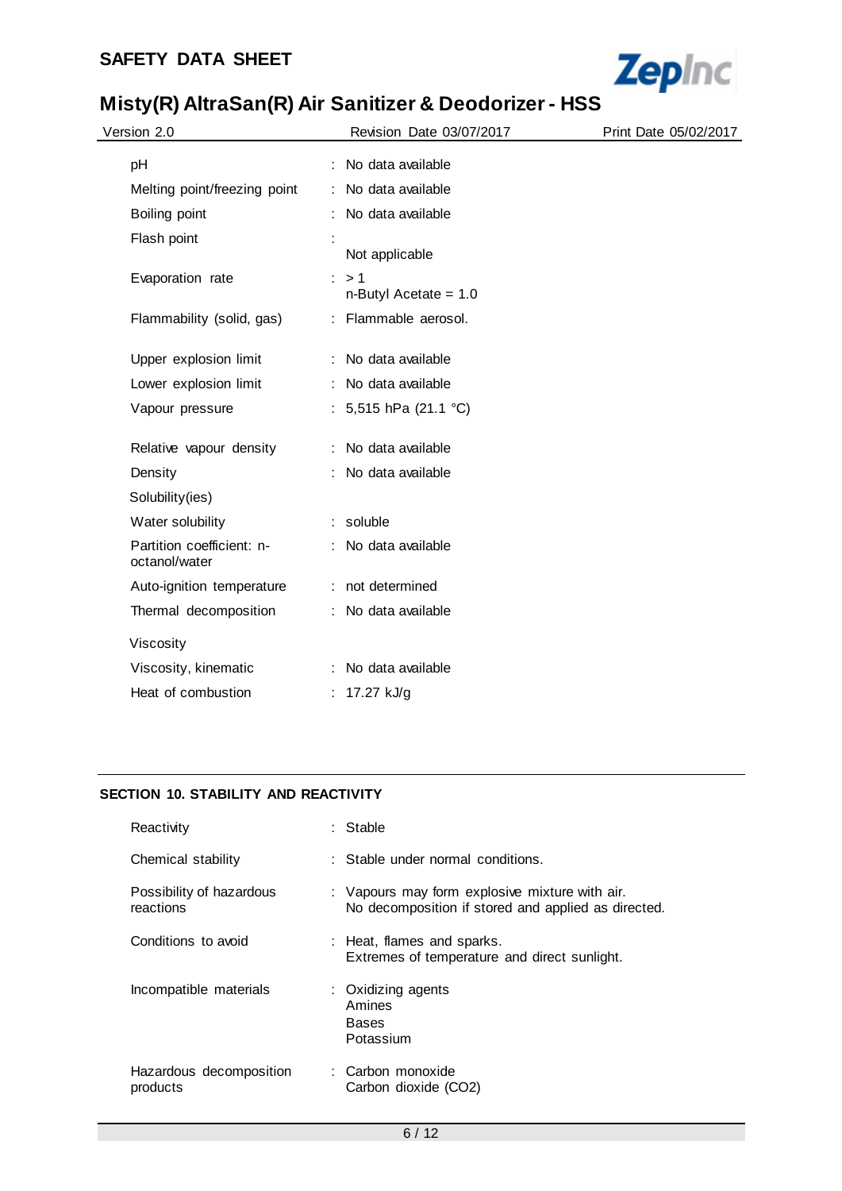| | | |
|---|---|---|
| pH | : | No data available |
| Melting point/freezing point | : | No data available |
| Boiling point | : | No data available |
| Flash point | : | Not applicable |
| Evaporation rate | : | > 1<br>n-Butyl Acetate = 1.0 |
| Flammability (solid, gas) | : | Flammable aerosol. |
| Upper explosion limit | : | No data available |
| Lower explosion limit | : | No data available |
| Vapour pressure | : | 5,515 hPa (21.1 °C) |
| Relative vapour density | : | No data available |
| Density | : | No data available |
| Solubility(ies) | | |
| Water solubility | : | soluble |
| Partition coefficient: n-octanol/water | : | No data available |
| Auto-ignition temperature | : | not determined |
| Thermal decomposition | : | No data available |
| Viscosity | | |
| Viscosity, kinematic | : | No data available |
| Heat of combustion | : | 17.27 kJ/g |

## SECTION 10. STABILITY AND REACTIVITY

| | | |
|---|---|---|
| Reactivity | : | Stable |
| Chemical stability | : | Stable under normal conditions. |
| Possibility of hazardous reactions | : | Vapours may form explosive mixture with air.<br>No decomposition if stored and applied as directed. |
| Conditions to avoid | : | Heat, flames and sparks.<br>Extremes of temperature and direct sunlight. |
| Incompatible materials | : | Oxidizing agents<br>Amines<br>Bases<br>Potassium |
| Hazardous decomposition products | : | Carbon monoxide<br>Carbon dioxide ($CO_2$) |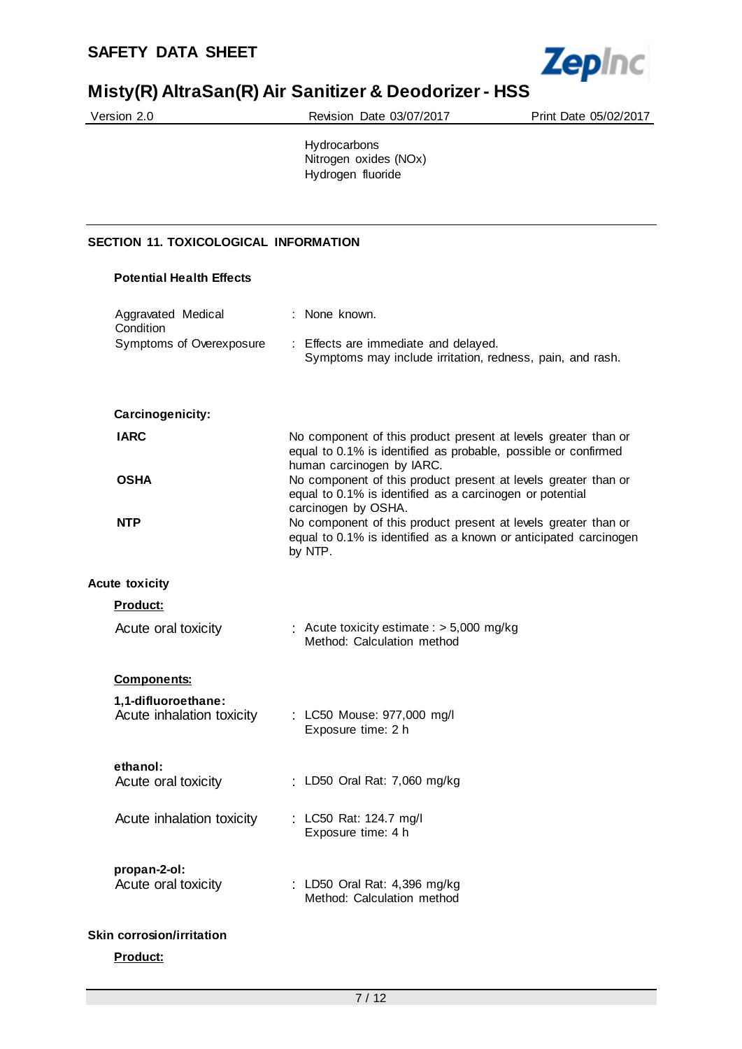Hydrocarbons
Nitrogen oxides (NOx)
Hydrogen fluoride

## SECTION 11. TOXICOLOGICAL INFORMATION

### Potential Health Effects

| | |
|---|---|
| Aggravated Medical Condition | : None known. |
| Symptoms of Overexposure | : Effects are immediate and delayed. Symptoms may include irritation, redness, pain, and rash. |

### Carcinogenicity:

| | |
|---|---|
| **IARC** | No component of this product present at levels greater than or equal to 0.1% is identified as probable, possible or confirmed human carcinogen by IARC. |
| **OSHA** | No component of this product present at levels greater than or equal to 0.1% is identified as a carcinogen or potential carcinogen by OSHA. |
| **NTP** | No component of this product present at levels greater than or equal to 0.1% is identified as a known or anticipated carcinogen by NTP. |

### Acute toxicity

**Product:**

| | |
|---|---|
| Acute oral toxicity | : Acute toxicity estimate : > 5,000 mg/kg<br>Method: Calculation method |

**Components:**

**1,1-difluoroethane:**

| | |
|---|---|
| Acute inhalation toxicity | : LC50 Mouse: 977,000 mg/l<br>Exposure time: 2 h |

**ethanol:**

| | |
|---|---|
| Acute oral toxicity | : LD50 Oral Rat: 7,060 mg/kg |
| Acute inhalation toxicity | : LC50 Rat: 124.7 mg/l<br>Exposure time: 4 h |

**propan-2-ol:**

| | |
|---|---|
| Acute oral toxicity | : LD50 Oral Rat: 4,396 mg/kg<br>Method: Calculation method |

### Skin corrosion/irritation

**Product:**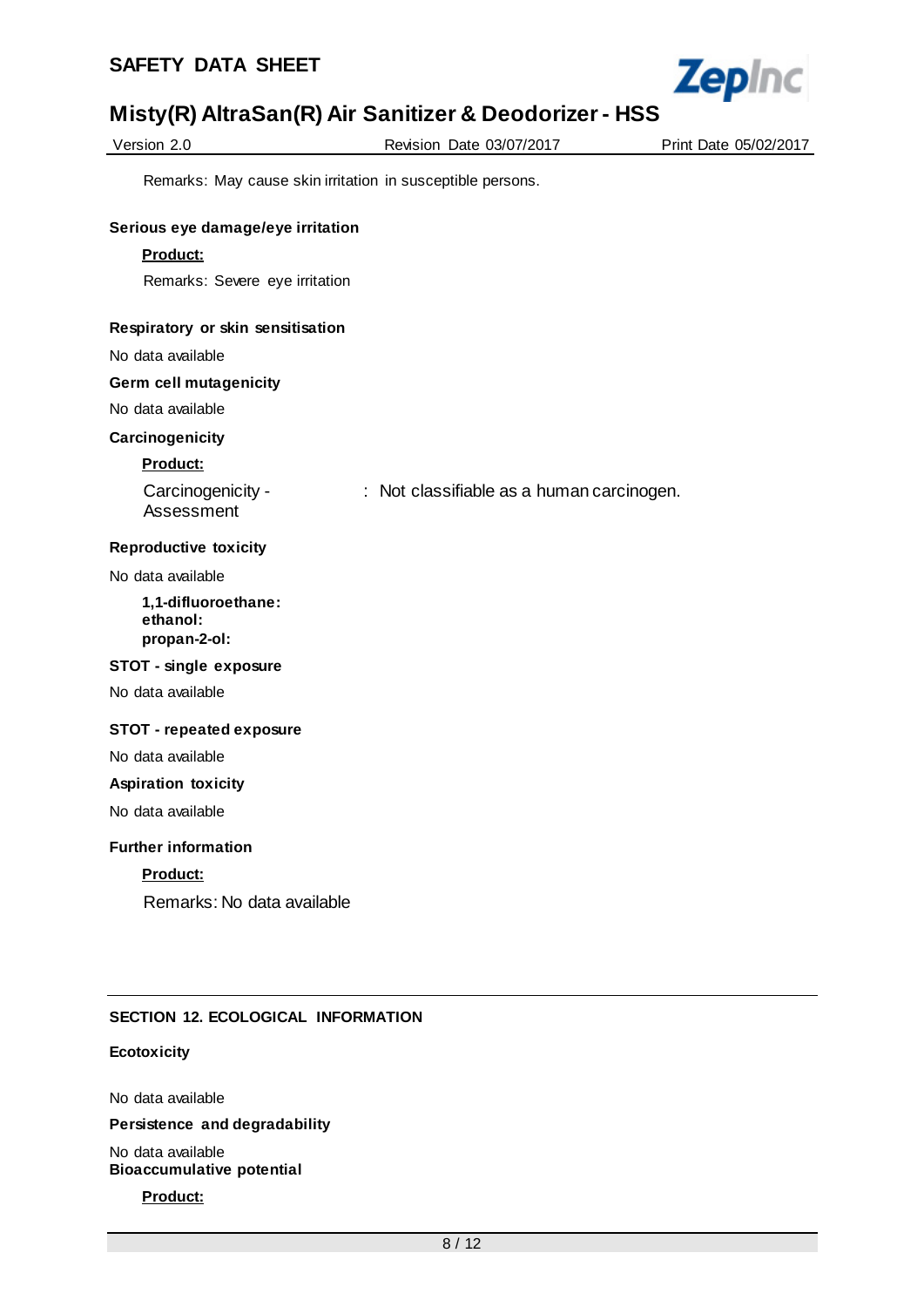Remarks: May cause skin irritation in susceptible persons.

**Serious eye damage/eye irritation**

**Product:**

Remarks: Severe eye irritation

**Respiratory or skin sensitisation**

No data available

**Germ cell mutagenicity**

No data available

**Carcinogenicity**

**Product:**

Carcinogenicity - Assessment : Not classifiable as a human carcinogen.

**Reproductive toxicity**

No data available

**1,1-difluoroethane:**
**ethanol:**
**propan-2-ol:**

**STOT - single exposure**

No data available

**STOT - repeated exposure**

No data available

**Aspiration toxicity**

No data available

**Further information**

**Product:**

Remarks: No data available

## SECTION 12. ECOLOGICAL INFORMATION

**Ecotoxicity**

No data available

**Persistence and degradability**

No data available

**Bioaccumulative potential**

**Product:**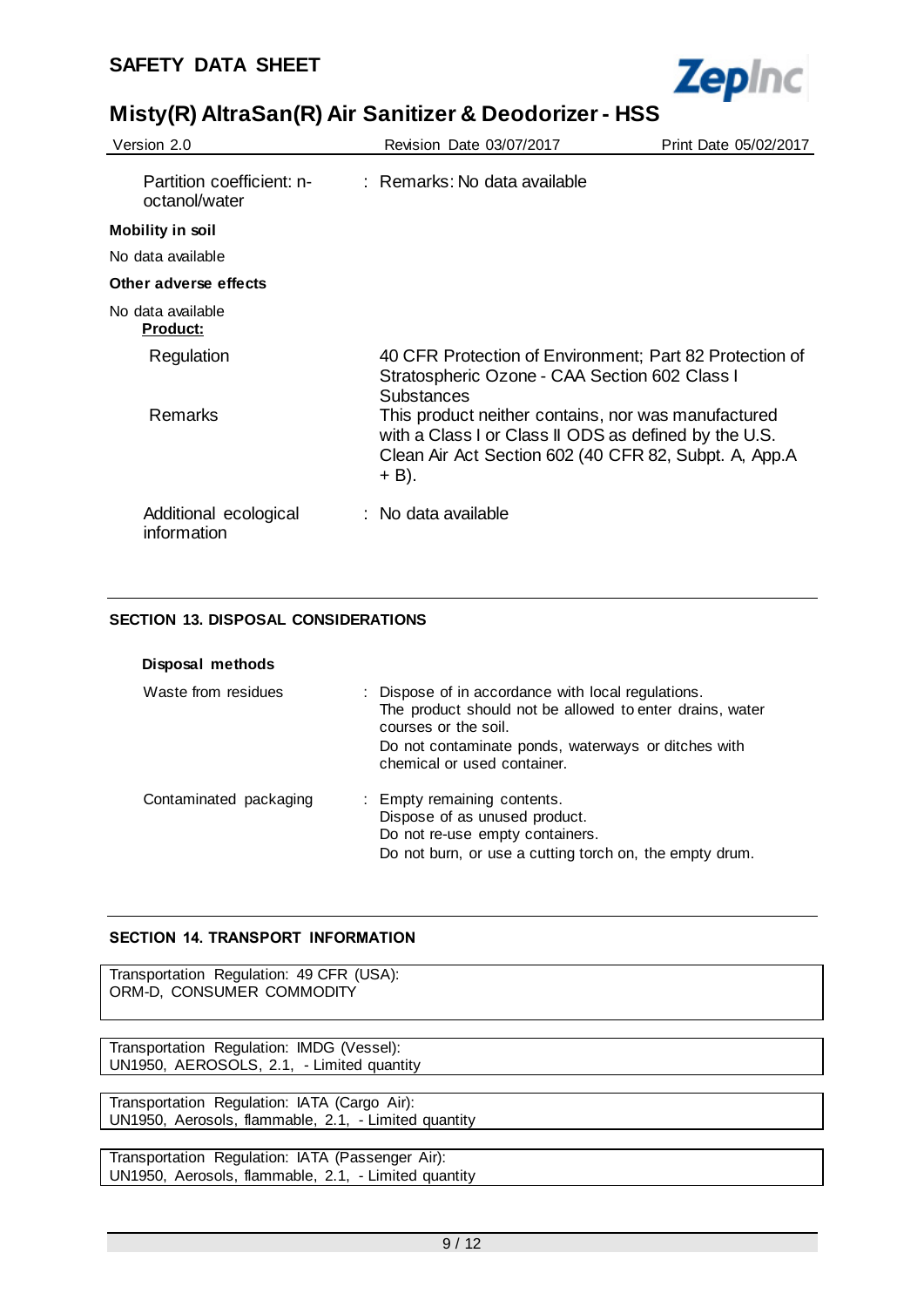Partition coefficient: n-octanol/water : Remarks: No data available

**Mobility in soil**

No data available

**Other adverse effects**

No data available

**Product:**

| | |
|---|---|
| Regulation | 40 CFR Protection of Environment; Part 82 Protection of Stratospheric Ozone - CAA Section 602 Class I Substances |
| Remarks | This product neither contains, nor was manufactured with a Class I or Class II ODS as defined by the U.S. Clean Air Act Section 602 (40 CFR 82, Subpt. A, App.A + B). |

Additional ecological information : No data available

## SECTION 13. DISPOSAL CONSIDERATIONS

**Disposal methods**

Waste from residues : Dispose of in accordance with local regulations.
The product should not be allowed to enter drains, water courses or the soil.
Do not contaminate ponds, waterways or ditches with chemical or used container.

Contaminated packaging : Empty remaining contents.
Dispose of as unused product.
Do not re-use empty containers.
Do not burn, or use a cutting torch on, the empty drum.

## SECTION 14. TRANSPORT INFORMATION

Transportation Regulation: 49 CFR (USA):
ORM-D, CONSUMER COMMODITY

Transportation Regulation: IMDG (Vessel):
UN1950, AEROSOLS, 2.1, - Limited quantity

Transportation Regulation: IATA (Cargo Air):
UN1950, Aerosols, flammable, 2.1, - Limited quantity

Transportation Regulation: IATA (Passenger Air):
UN1950, Aerosols, flammable, 2.1, - Limited quantity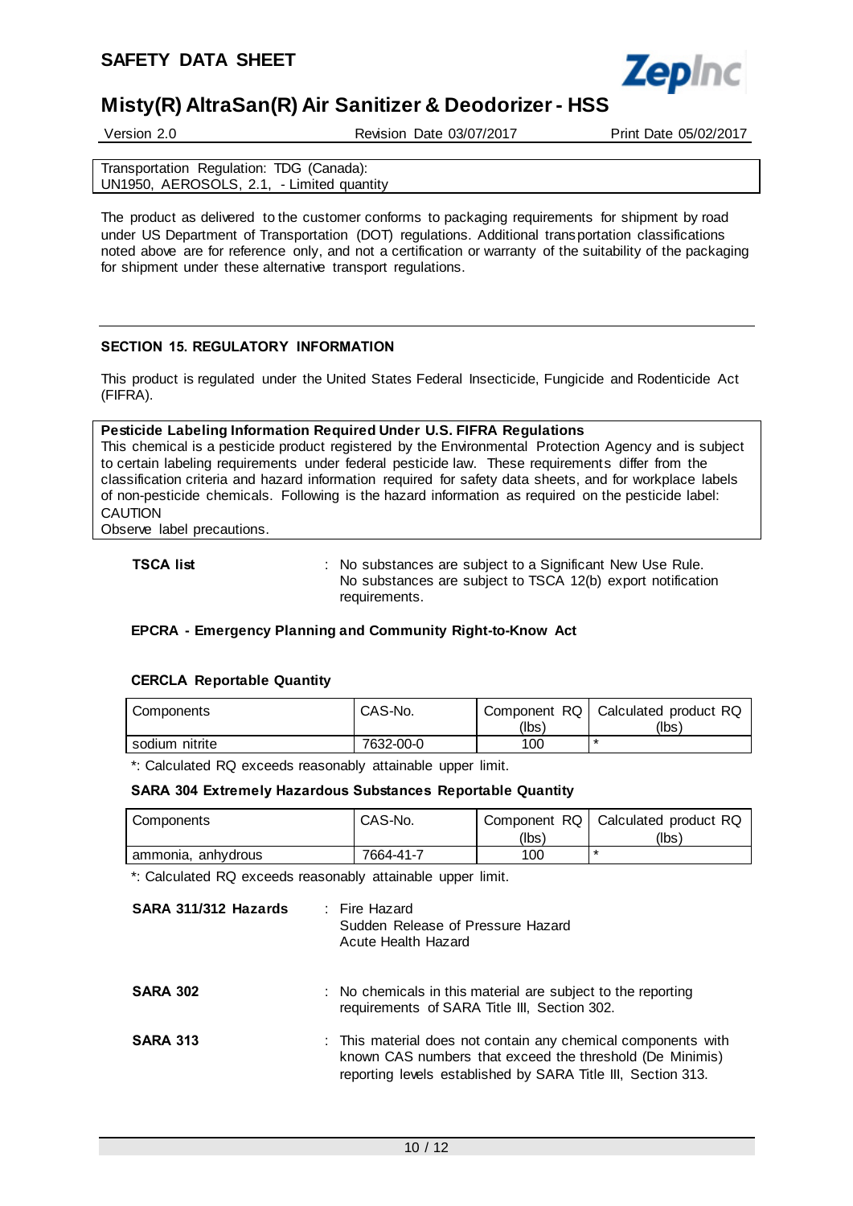| Transportation Regulation: TDG (Canada): UN1950, AEROSOLS, 2.1, - Limited quantity |
|---|

The product as delivered to the customer conforms to packaging requirements for shipment by road under US Department of Transportation (DOT) regulations. Additional transportation classifications noted above are for reference only, and not a certification or warranty of the suitability of the packaging for shipment under these alternative transport regulations.

## SECTION 15. REGULATORY INFORMATION

This product is regulated under the United States Federal Insecticide, Fungicide and Rodenticide Act (FIFRA).

**Pesticide Labeling Information Required Under U.S. FIFRA Regulations**
This chemical is a pesticide product registered by the Environmental Protection Agency and is subject to certain labeling requirements under federal pesticide law. These requirements differ from the classification criteria and hazard information required for safety data sheets, and for workplace labels of non-pesticide chemicals. Following is the hazard information as required on the pesticide label:
CAUTION
Observe label precautions.

**TSCA list** : No substances are subject to a Significant New Use Rule. No substances are subject to TSCA 12(b) export notification requirements.

**EPCRA - Emergency Planning and Community Right-to-Know Act**

**CERCLA Reportable Quantity**

| Components | CAS-No. | Component RQ (lbs) | Calculated product RQ (lbs) |
|---|---|---|---|
| sodium nitrite | 7632-00-0 | 100 | * |

*: Calculated RQ exceeds reasonably attainable upper limit.

**SARA 304 Extremely Hazardous Substances Reportable Quantity**

| Components | CAS-No. | Component RQ (lbs) | Calculated product RQ (lbs) |
|---|---|---|---|
| ammonia, anhydrous | 7664-41-7 | 100 | * |

*: Calculated RQ exceeds reasonably attainable upper limit.

**SARA 311/312 Hazards** : Fire Hazard
Sudden Release of Pressure Hazard
Acute Health Hazard

**SARA 302** : No chemicals in this material are subject to the reporting requirements of SARA Title III, Section 302.

**SARA 313** : This material does not contain any chemical components with known CAS numbers that exceed the threshold (De Minimis) reporting levels established by SARA Title III, Section 313.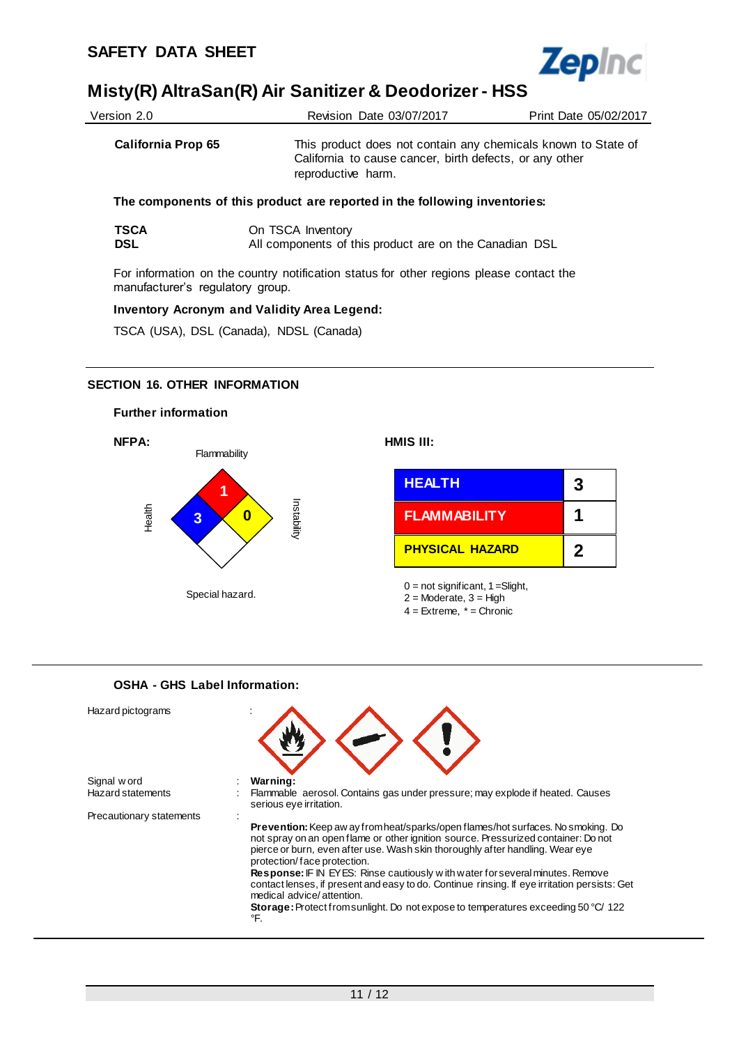**California Prop 65** This product does not contain any chemicals known to State of California to cause cancer, birth defects, or any other reproductive harm.

**The components of this product are reported in the following inventories:**

| | |
|---|---|
| **TSCA** | On TSCA Inventory |
| **DSL** | All components of this product are on the Canadian DSL |

For information on the country notification status for other regions please contact the manufacturer's regulatory group.

**Inventory Acronym and Validity Area Legend:**

TSCA (USA), DSL (Canada), NDSL (Canada)

## SECTION 16. OTHER INFORMATION

### Further information

**NFPA:**

Flammability: 1
Health: 3
Instability: 0
Special hazard.

**HMIS III:**

| | |
|---|---|
| HEALTH | 3 |
| FLAMMABILITY | 1 |
| PHYSICAL HAZARD | 2 |

0 = not significant, 1 =Slight,
2 = Moderate, 3 = High
4 = Extreme, * = Chronic

### OSHA - GHS Label Information:

Hazard pictograms :

Signal word : **Warning:**

Hazard statements : Flammable aerosol. Contains gas under pressure; may explode if heated. Causes serious eye irritation.

Precautionary statements :

**Prevention:** Keep away from heat/sparks/open flames/hot surfaces. No smoking. Do not spray on an open flame or other ignition source. Pressurized container: Do not pierce or burn, even after use. Wash skin thoroughly after handling. Wear eye protection/ face protection.
**Response:** IF IN EYES: Rinse cautiously with water for several minutes. Remove contact lenses, if present and easy to do. Continue rinsing. If eye irritation persists: Get medical advice/ attention.
**Storage:** Protect from sunlight. Do not expose to temperatures exceeding 50 °C/ 122 °F.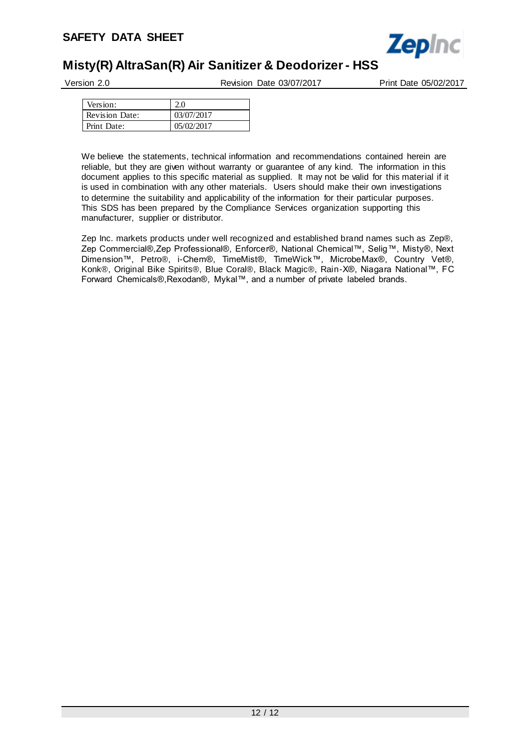| | |
|---|---|
| Version: | 2.0 |
| Revision Date: | 03/07/2017 |
| Print Date: | 05/02/2017 |

We believe the statements, technical information and recommendations contained herein are reliable, but they are given without warranty or guarantee of any kind. The information in this document applies to this specific material as supplied. It may not be valid for this material if it is used in combination with any other materials. Users should make their own investigations to determine the suitability and applicability of the information for their particular purposes. This SDS has been prepared by the Compliance Services organization supporting this manufacturer, supplier or distributor.

Zep Inc. markets products under well recognized and established brand names such as Zep®, Zep Commercial®,Zep Professional®, Enforcer®, National Chemical™, Selig™, Misty®, Next Dimension™, Petro®, i-Chem®, TimeMist®, TimeWick™, MicrobeMax®, Country Vet®, Konk®, Original Bike Spirits®, Blue Coral®, Black Magic®, Rain-X®, Niagara National™, FC Forward Chemicals®,Rexodan®, Mykal™, and a number of private labeled brands.